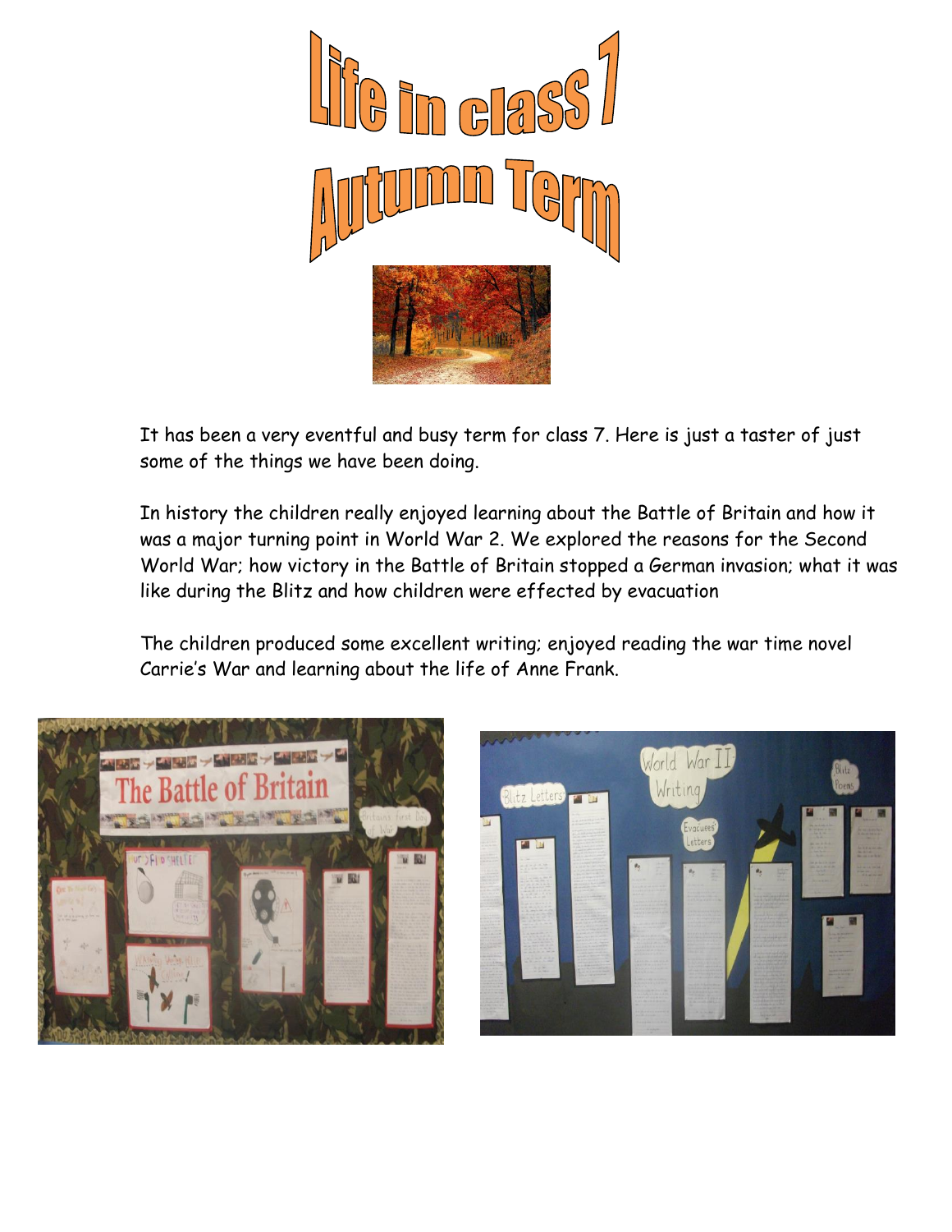# Life in class 7
# Autumn Term

It has been a very eventful and busy term for class 7. Here is just a taster of just some of the things we have been doing.

In history the children really enjoyed learning about the Battle of Britain and how it was a major turning point in World War 2. We explored the reasons for the Second World War; how victory in the Battle of Britain stopped a German invasion; what it was like during the Blitz and how children were effected by evacuation

The children produced some excellent writing; enjoyed reading the war time novel Carrie's War and learning about the life of Anne Frank.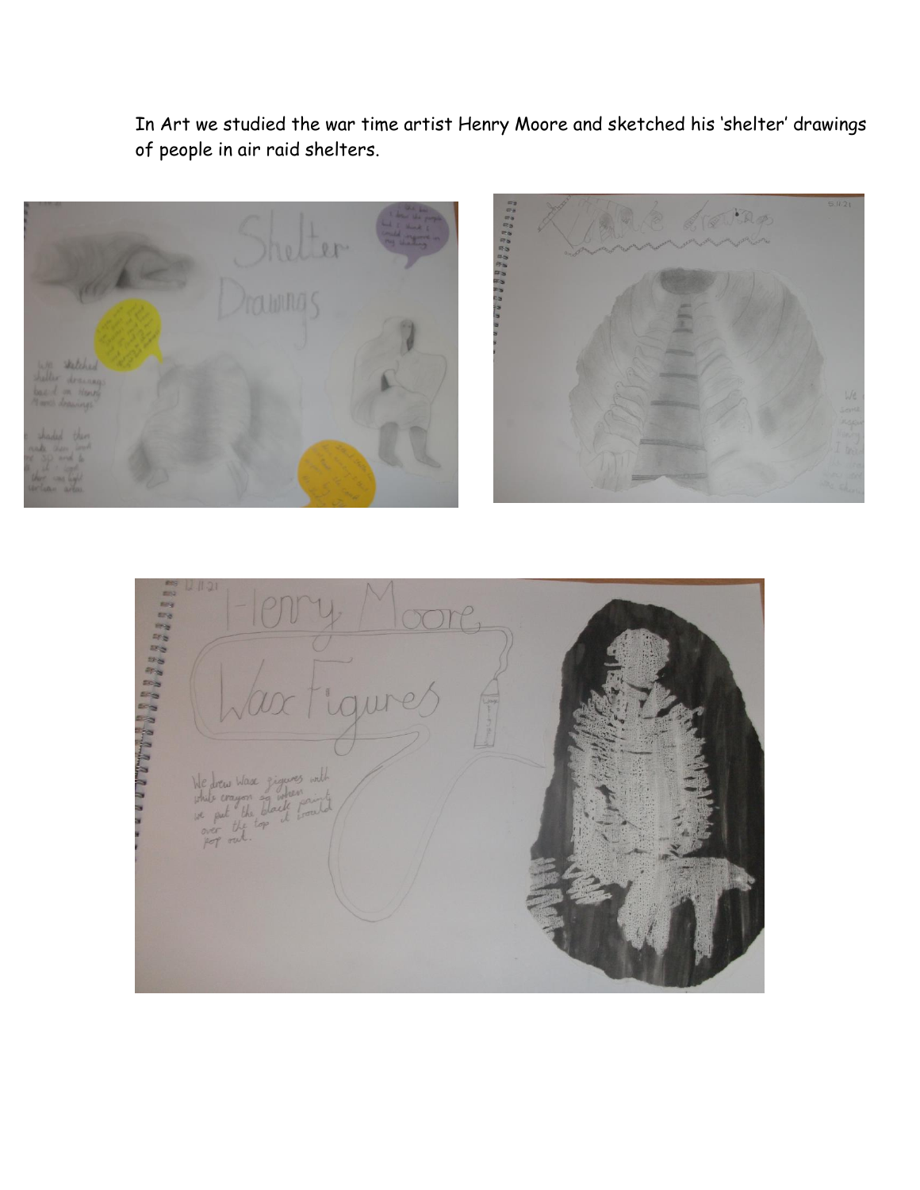In Art we studied the war time artist Henry Moore and sketched his 'shelter' drawings of people in air raid shelters.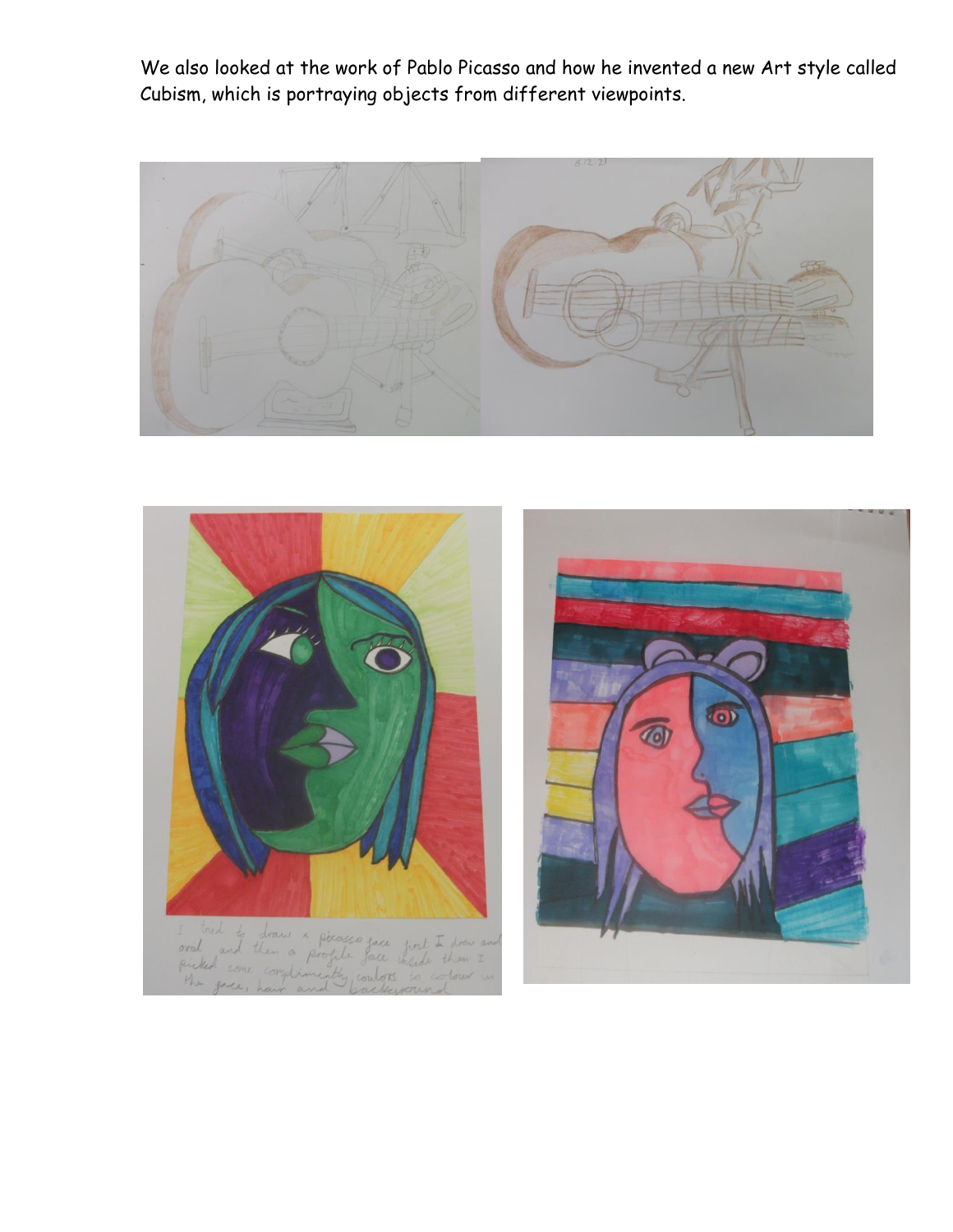We also looked at the work of Pablo Picasso and how he invented a new Art style called Cubism, which is portraying objects from different viewpoints.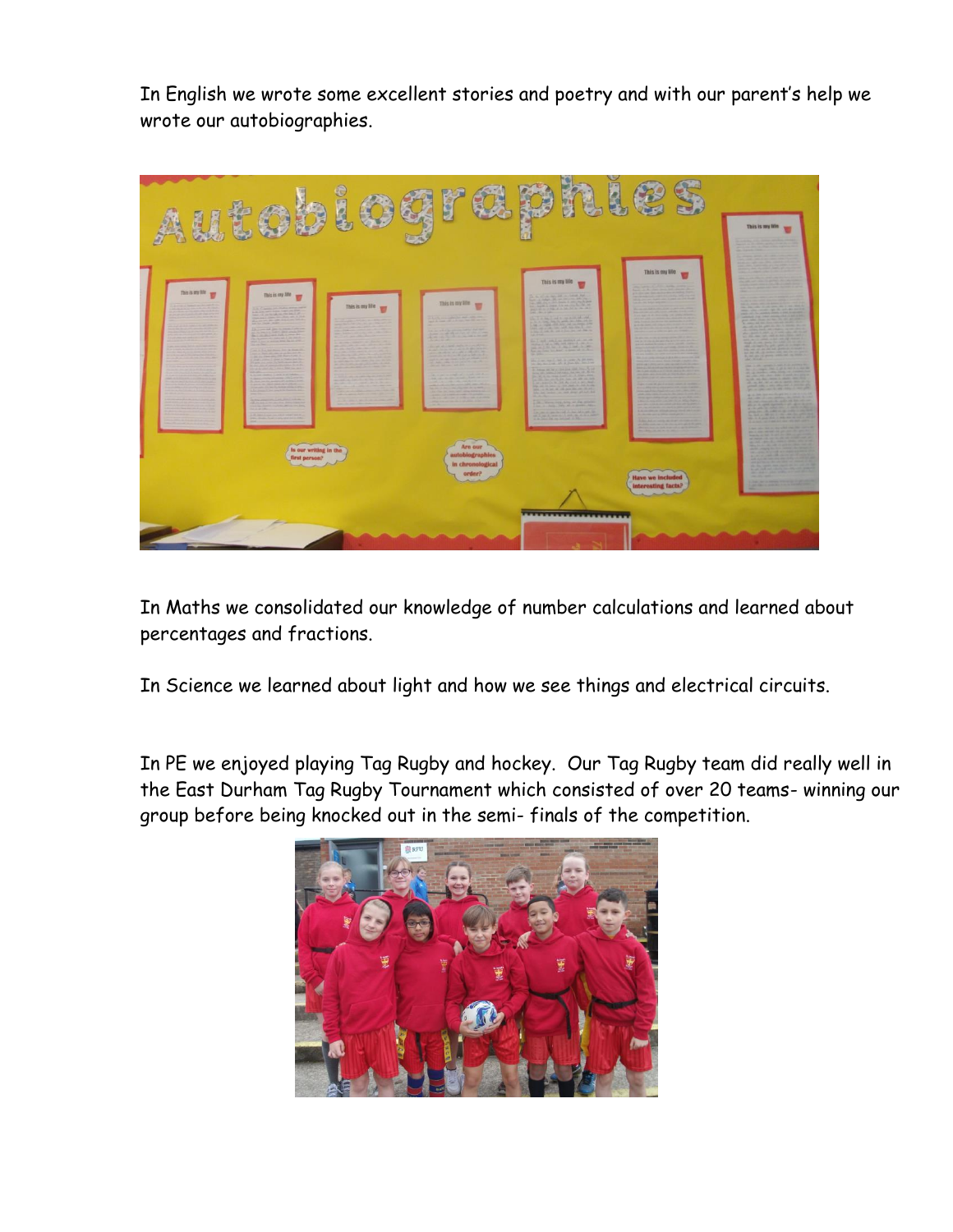In English we wrote some excellent stories and poetry and with our parent's help we wrote our autobiographies.

In Maths we consolidated our knowledge of number calculations and learned about percentages and fractions.

In Science we learned about light and how we see things and electrical circuits.

In PE we enjoyed playing Tag Rugby and hockey. Our Tag Rugby team did really well in the East Durham Tag Rugby Tournament which consisted of over 20 teams- winning our group before being knocked out in the semi- finals of the competition.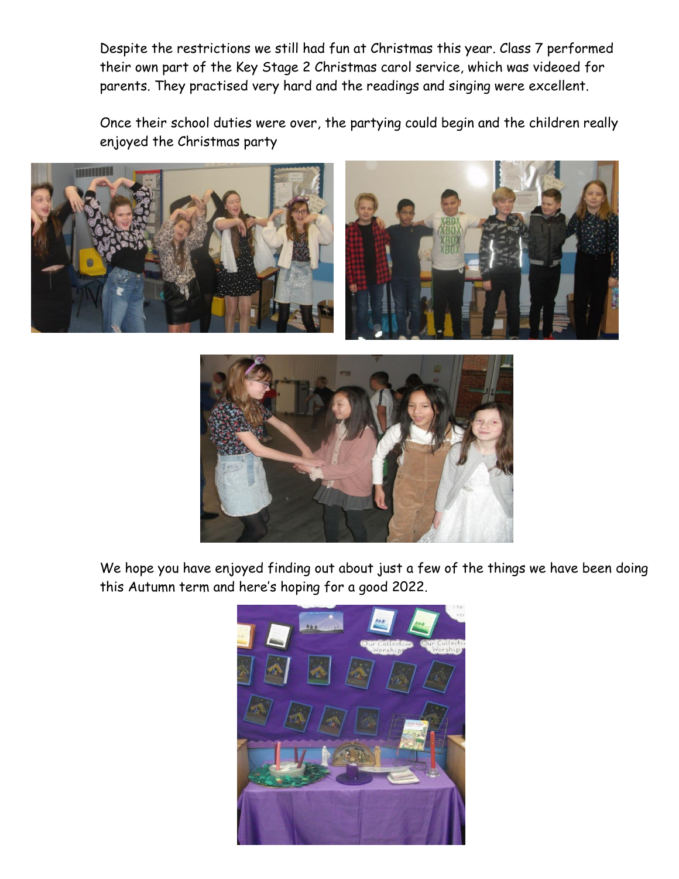Despite the restrictions we still had fun at Christmas this year. Class 7 performed their own part of the Key Stage 2 Christmas carol service, which was videoed for parents. They practised very hard and the readings and singing were excellent.

Once their school duties were over, the partying could begin and the children really enjoyed the Christmas party

We hope you have enjoyed finding out about just a few of the things we have been doing this Autumn term and here's hoping for a good 2022.